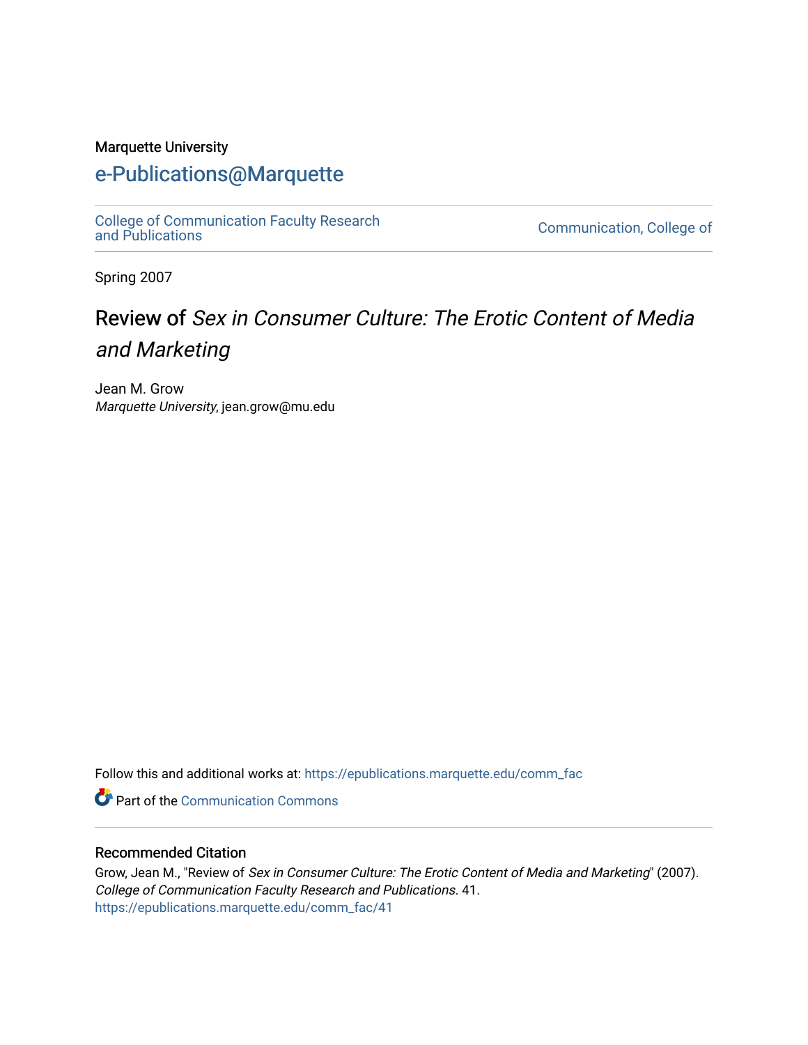Marquette University

# e-Publications@Marquette

College of Communication Faculty Research and Publications

Communication, College of

Spring 2007

## Review of *Sex in Consumer Culture: The Erotic Content of Media and Marketing*

Jean M. Grow
*Marquette University*, jean.grow@mu.edu

Follow this and additional works at: https://epublications.marquette.edu/comm_fac

Part of the Communication Commons

### Recommended Citation

Grow, Jean M., "Review of *Sex in Consumer Culture: The Erotic Content of Media and Marketing*" (2007). *College of Communication Faculty Research and Publications*. 41.
https://epublications.marquette.edu/comm_fac/41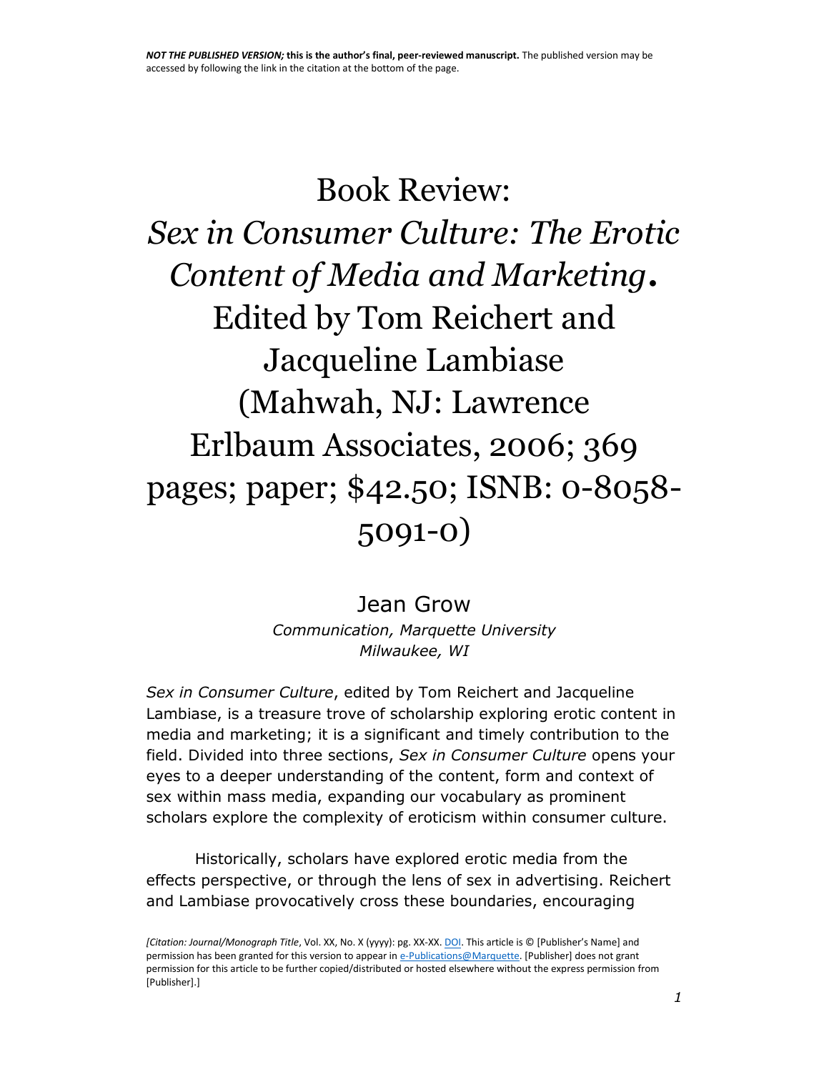NOT THE PUBLISHED VERSION; this is the author's final, peer-reviewed manuscript. The published version may be accessed by following the link in the citation at the bottom of the page.

# Book Review: *Sex in Consumer Culture: The Erotic Content of Media and Marketing*. Edited by Tom Reichert and Jacqueline Lambiase (Mahwah, NJ: Lawrence Erlbaum Associates, 2006; 369 pages; paper; $42.50; ISNB: 0-8058-5091-0)

Jean Grow

*Communication, Marquette University*
*Milwaukee, WI*

*Sex in Consumer Culture*, edited by Tom Reichert and Jacqueline Lambiase, is a treasure trove of scholarship exploring erotic content in media and marketing; it is a significant and timely contribution to the field. Divided into three sections, *Sex in Consumer Culture* opens your eyes to a deeper understanding of the content, form and context of sex within mass media, expanding our vocabulary as prominent scholars explore the complexity of eroticism within consumer culture.

Historically, scholars have explored erotic media from the effects perspective, or through the lens of sex in advertising. Reichert and Lambiase provocatively cross these boundaries, encouraging

*[Citation: Journal/Monograph Title*, Vol. XX, No. X (yyyy): pg. XX-XX. DOI. This article is © [Publisher's Name] and permission has been granted for this version to appear in e-Publications@Marquette. [Publisher] does not grant permission for this article to be further copied/distributed or hosted elsewhere without the express permission from [Publisher].]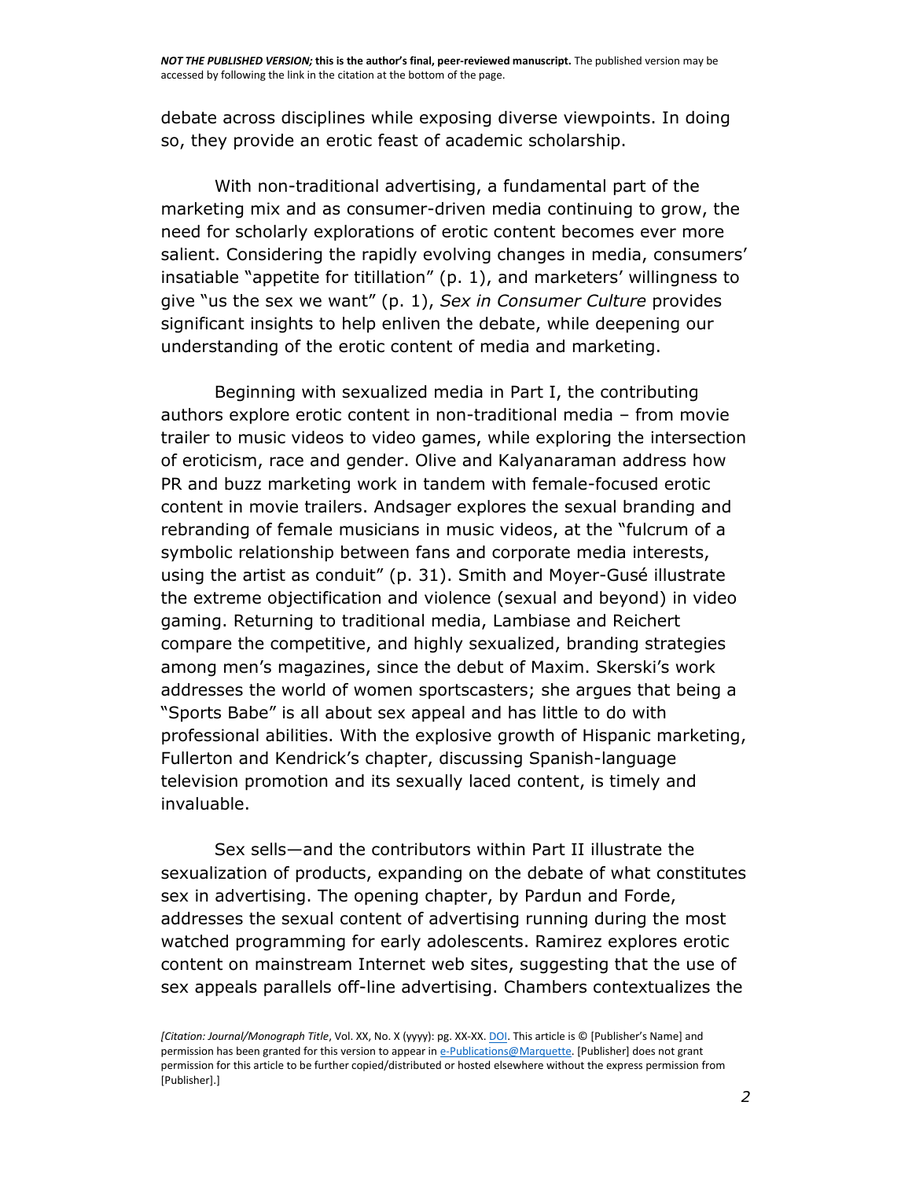debate across disciplines while exposing diverse viewpoints. In doing so, they provide an erotic feast of academic scholarship.

With non-traditional advertising, a fundamental part of the marketing mix and as consumer-driven media continuing to grow, the need for scholarly explorations of erotic content becomes ever more salient. Considering the rapidly evolving changes in media, consumers' insatiable "appetite for titillation" (p. 1), and marketers' willingness to give "us the sex we want" (p. 1), *Sex in Consumer Culture* provides significant insights to help enliven the debate, while deepening our understanding of the erotic content of media and marketing.

Beginning with sexualized media in Part I, the contributing authors explore erotic content in non-traditional media – from movie trailer to music videos to video games, while exploring the intersection of eroticism, race and gender. Olive and Kalyanaraman address how PR and buzz marketing work in tandem with female-focused erotic content in movie trailers. Andsager explores the sexual branding and rebranding of female musicians in music videos, at the "fulcrum of a symbolic relationship between fans and corporate media interests, using the artist as conduit" (p. 31). Smith and Moyer-Gusé illustrate the extreme objectification and violence (sexual and beyond) in video gaming. Returning to traditional media, Lambiase and Reichert compare the competitive, and highly sexualized, branding strategies among men's magazines, since the debut of Maxim. Skerski's work addresses the world of women sportscasters; she argues that being a "Sports Babe" is all about sex appeal and has little to do with professional abilities. With the explosive growth of Hispanic marketing, Fullerton and Kendrick's chapter, discussing Spanish-language television promotion and its sexually laced content, is timely and invaluable.

Sex sells—and the contributors within Part II illustrate the sexualization of products, expanding on the debate of what constitutes sex in advertising. The opening chapter, by Pardun and Forde, addresses the sexual content of advertising running during the most watched programming for early adolescents. Ramirez explores erotic content on mainstream Internet web sites, suggesting that the use of sex appeals parallels off-line advertising. Chambers contextualizes the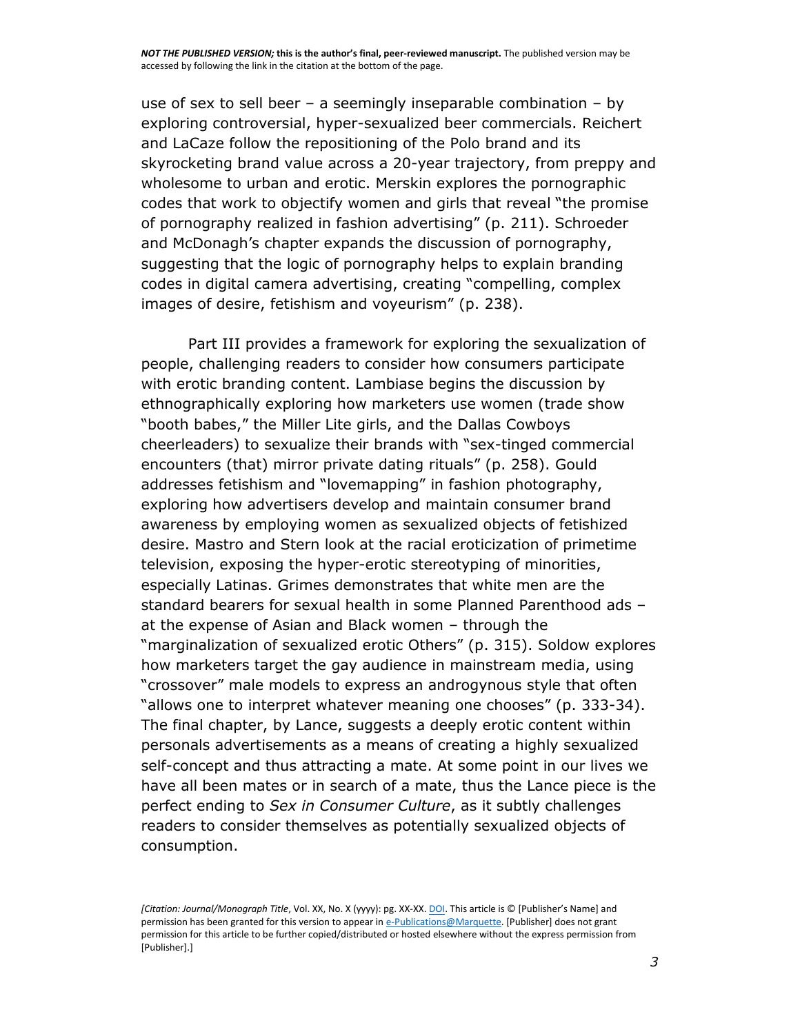use of sex to sell beer – a seemingly inseparable combination – by exploring controversial, hyper-sexualized beer commercials. Reichert and LaCaze follow the repositioning of the Polo brand and its skyrocketing brand value across a 20-year trajectory, from preppy and wholesome to urban and erotic. Merskin explores the pornographic codes that work to objectify women and girls that reveal "the promise of pornography realized in fashion advertising" (p. 211). Schroeder and McDonagh's chapter expands the discussion of pornography, suggesting that the logic of pornography helps to explain branding codes in digital camera advertising, creating "compelling, complex images of desire, fetishism and voyeurism" (p. 238).

Part III provides a framework for exploring the sexualization of people, challenging readers to consider how consumers participate with erotic branding content. Lambiase begins the discussion by ethnographically exploring how marketers use women (trade show "booth babes," the Miller Lite girls, and the Dallas Cowboys cheerleaders) to sexualize their brands with "sex-tinged commercial encounters (that) mirror private dating rituals" (p. 258). Gould addresses fetishism and "lovemapping" in fashion photography, exploring how advertisers develop and maintain consumer brand awareness by employing women as sexualized objects of fetishized desire. Mastro and Stern look at the racial eroticization of primetime television, exposing the hyper-erotic stereotyping of minorities, especially Latinas. Grimes demonstrates that white men are the standard bearers for sexual health in some Planned Parenthood ads – at the expense of Asian and Black women – through the "marginalization of sexualized erotic Others" (p. 315). Soldow explores how marketers target the gay audience in mainstream media, using "crossover" male models to express an androgynous style that often "allows one to interpret whatever meaning one chooses" (p. 333-34). The final chapter, by Lance, suggests a deeply erotic content within personals advertisements as a means of creating a highly sexualized self-concept and thus attracting a mate. At some point in our lives we have all been mates or in search of a mate, thus the Lance piece is the perfect ending to *Sex in Consumer Culture*, as it subtly challenges readers to consider themselves as potentially sexualized objects of consumption.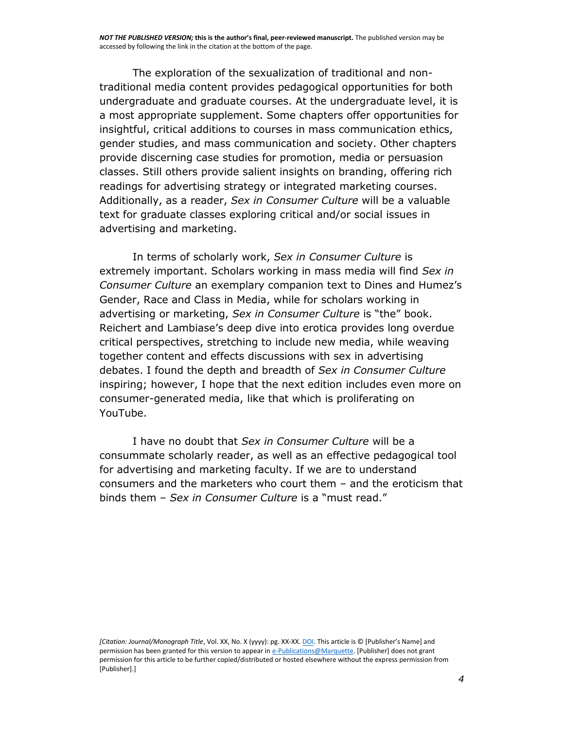The exploration of the sexualization of traditional and non-traditional media content provides pedagogical opportunities for both undergraduate and graduate courses. At the undergraduate level, it is a most appropriate supplement. Some chapters offer opportunities for insightful, critical additions to courses in mass communication ethics, gender studies, and mass communication and society. Other chapters provide discerning case studies for promotion, media or persuasion classes. Still others provide salient insights on branding, offering rich readings for advertising strategy or integrated marketing courses. Additionally, as a reader, *Sex in Consumer Culture* will be a valuable text for graduate classes exploring critical and/or social issues in advertising and marketing.

In terms of scholarly work, *Sex in Consumer Culture* is extremely important. Scholars working in mass media will find *Sex in Consumer Culture* an exemplary companion text to Dines and Humez's Gender, Race and Class in Media, while for scholars working in advertising or marketing, *Sex in Consumer Culture* is "the" book. Reichert and Lambiase's deep dive into erotica provides long overdue critical perspectives, stretching to include new media, while weaving together content and effects discussions with sex in advertising debates. I found the depth and breadth of *Sex in Consumer Culture* inspiring; however, I hope that the next edition includes even more on consumer-generated media, like that which is proliferating on YouTube.

I have no doubt that *Sex in Consumer Culture* will be a consummate scholarly reader, as well as an effective pedagogical tool for advertising and marketing faculty. If we are to understand consumers and the marketers who court them – and the eroticism that binds them – *Sex in Consumer Culture* is a "must read."